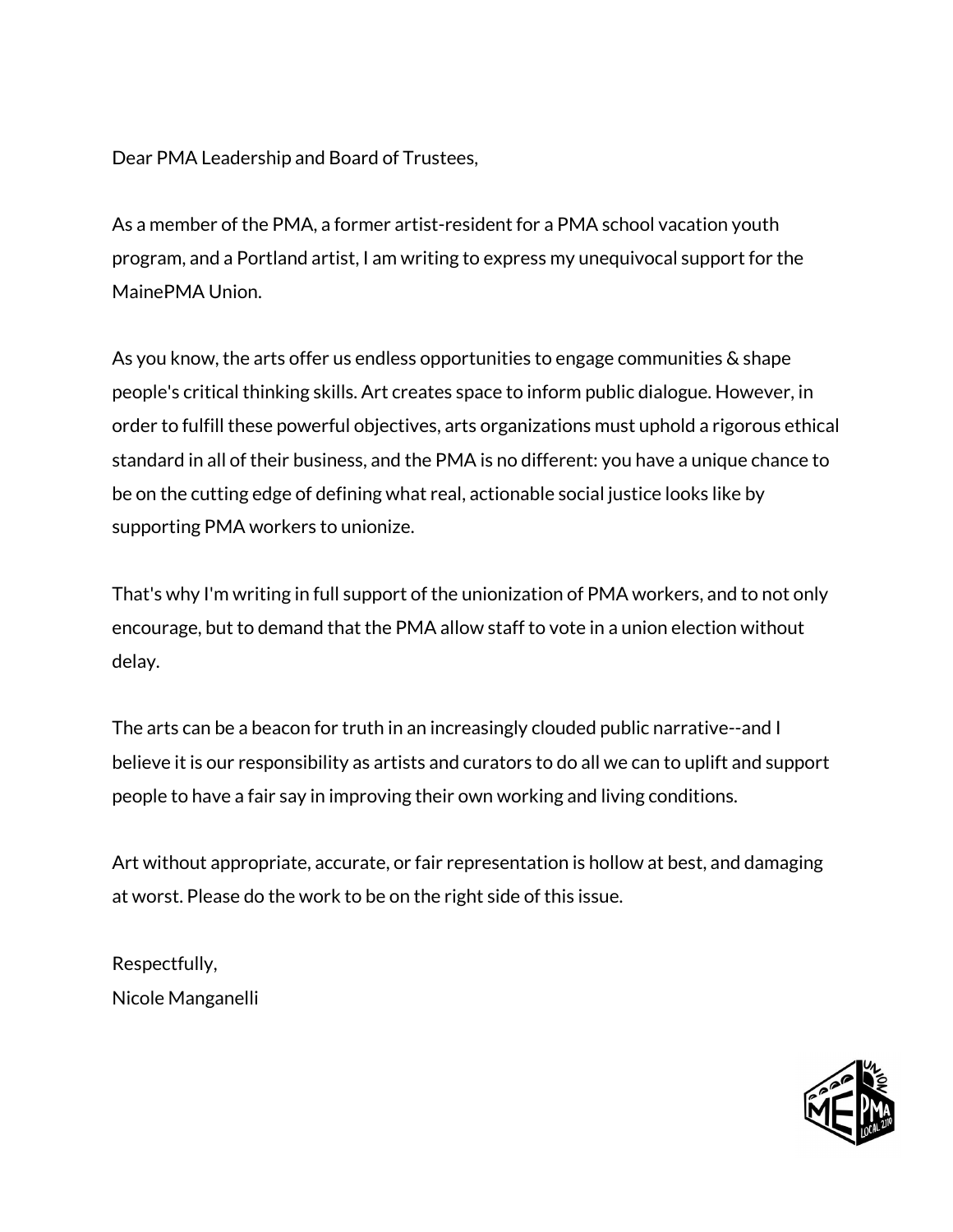Dear PMA Leadership and Board of Trustees,

As a member of the PMA, a former artist-resident for a PMA school vacation youth program, and a Portland artist, I am writing to express my unequivocal support for the MainePMA Union.

As you know, the arts offer us endless opportunities to engage communities & shape people's critical thinking skills. Art creates space to inform public dialogue. However, in order to fulfill these powerful objectives, arts organizations must uphold a rigorous ethical standard in all of their business, and the PMA is no different: you have a unique chance to be on the cutting edge of defining what real, actionable social justice looks like by supporting PMA workers to unionize.

That's why I'm writing in full support of the unionization of PMA workers, and to not only encourage, but to demand that the PMA allow staff to vote in a union election without delay.

The arts can be a beacon for truth in an increasingly clouded public narrative--and I believe it is our responsibility as artists and curators to do all we can to uplift and support people to have a fair say in improving their own working and living conditions.

Art without appropriate, accurate, or fair representation is hollow at best, and damaging at worst. Please do the work to be on the right side of this issue.

Respectfully,
Nicole Manganelli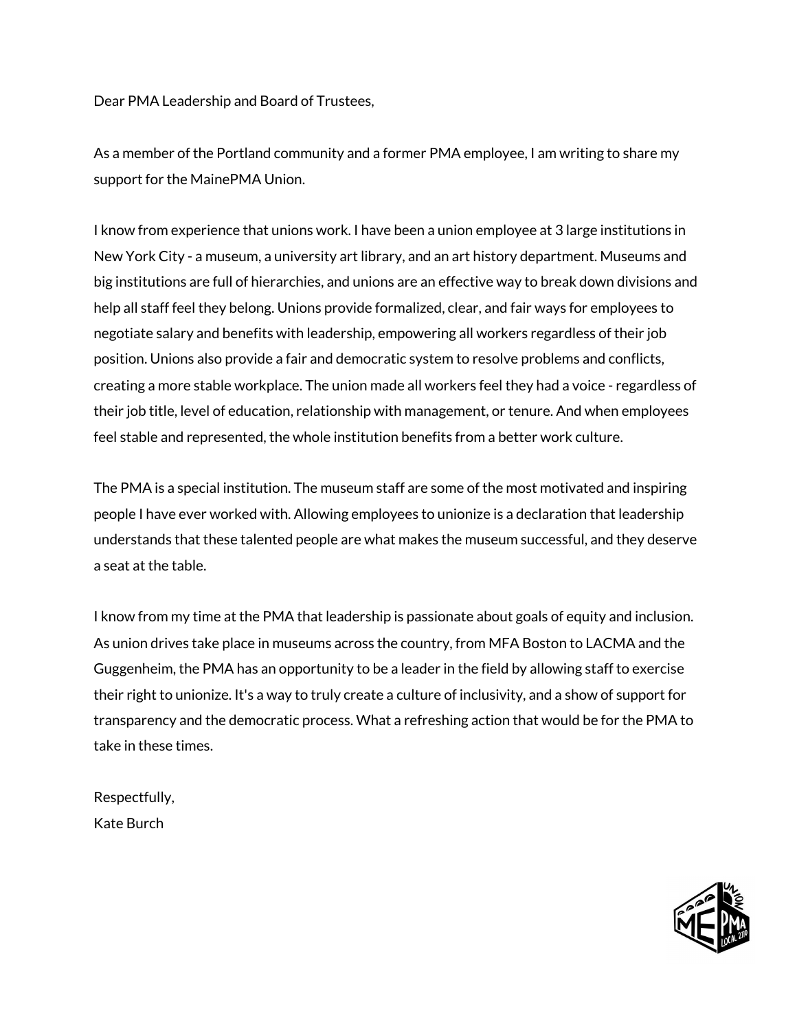Dear PMA Leadership and Board of Trustees,

As a member of the Portland community and a former PMA employee, I am writing to share my support for the MainePMA Union.

I know from experience that unions work. I have been a union employee at 3 large institutions in New York City - a museum, a university art library, and an art history department. Museums and big institutions are full of hierarchies, and unions are an effective way to break down divisions and help all staff feel they belong. Unions provide formalized, clear, and fair ways for employees to negotiate salary and benefits with leadership, empowering all workers regardless of their job position. Unions also provide a fair and democratic system to resolve problems and conflicts, creating a more stable workplace. The union made all workers feel they had a voice - regardless of their job title, level of education, relationship with management, or tenure. And when employees feel stable and represented, the whole institution benefits from a better work culture.

The PMA is a special institution. The museum staff are some of the most motivated and inspiring people I have ever worked with. Allowing employees to unionize is a declaration that leadership understands that these talented people are what makes the museum successful, and they deserve a seat at the table.

I know from my time at the PMA that leadership is passionate about goals of equity and inclusion. As union drives take place in museums across the country, from MFA Boston to LACMA and the Guggenheim, the PMA has an opportunity to be a leader in the field by allowing staff to exercise their right to unionize. It's a way to truly create a culture of inclusivity, and a show of support for transparency and the democratic process. What a refreshing action that would be for the PMA to take in these times.

Respectfully,
Kate Burch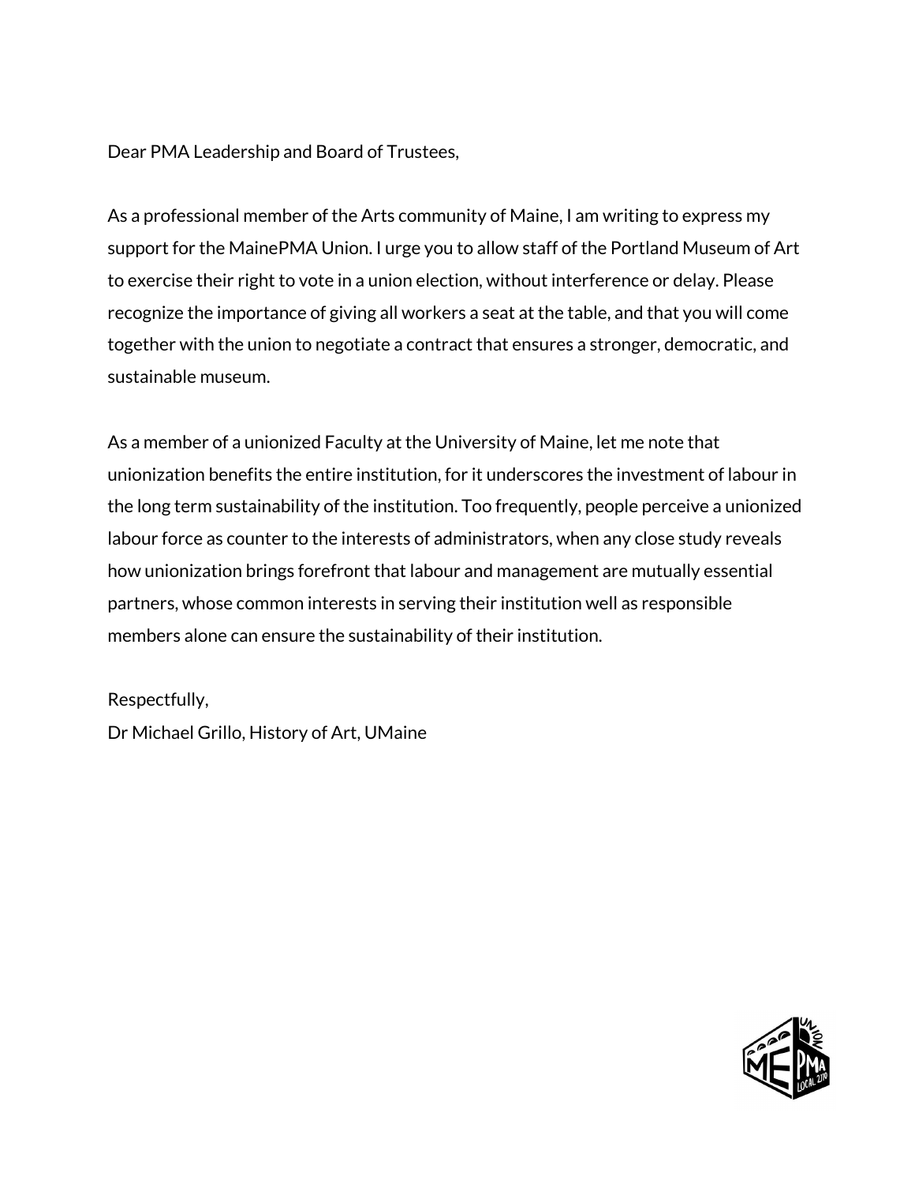Dear PMA Leadership and Board of Trustees,

As a professional member of the Arts community of Maine, I am writing to express my support for the MainePMA Union. I urge you to allow staff of the Portland Museum of Art to exercise their right to vote in a union election, without interference or delay. Please recognize the importance of giving all workers a seat at the table, and that you will come together with the union to negotiate a contract that ensures a stronger, democratic, and sustainable museum.

As a member of a unionized Faculty at the University of Maine, let me note that unionization benefits the entire institution, for it underscores the investment of labour in the long term sustainability of the institution. Too frequently, people perceive a unionized labour force as counter to the interests of administrators, when any close study reveals how unionization brings forefront that labour and management are mutually essential partners, whose common interests in serving their institution well as responsible members alone can ensure the sustainability of their institution.

Respectfully,
Dr Michael Grillo, History of Art, UMaine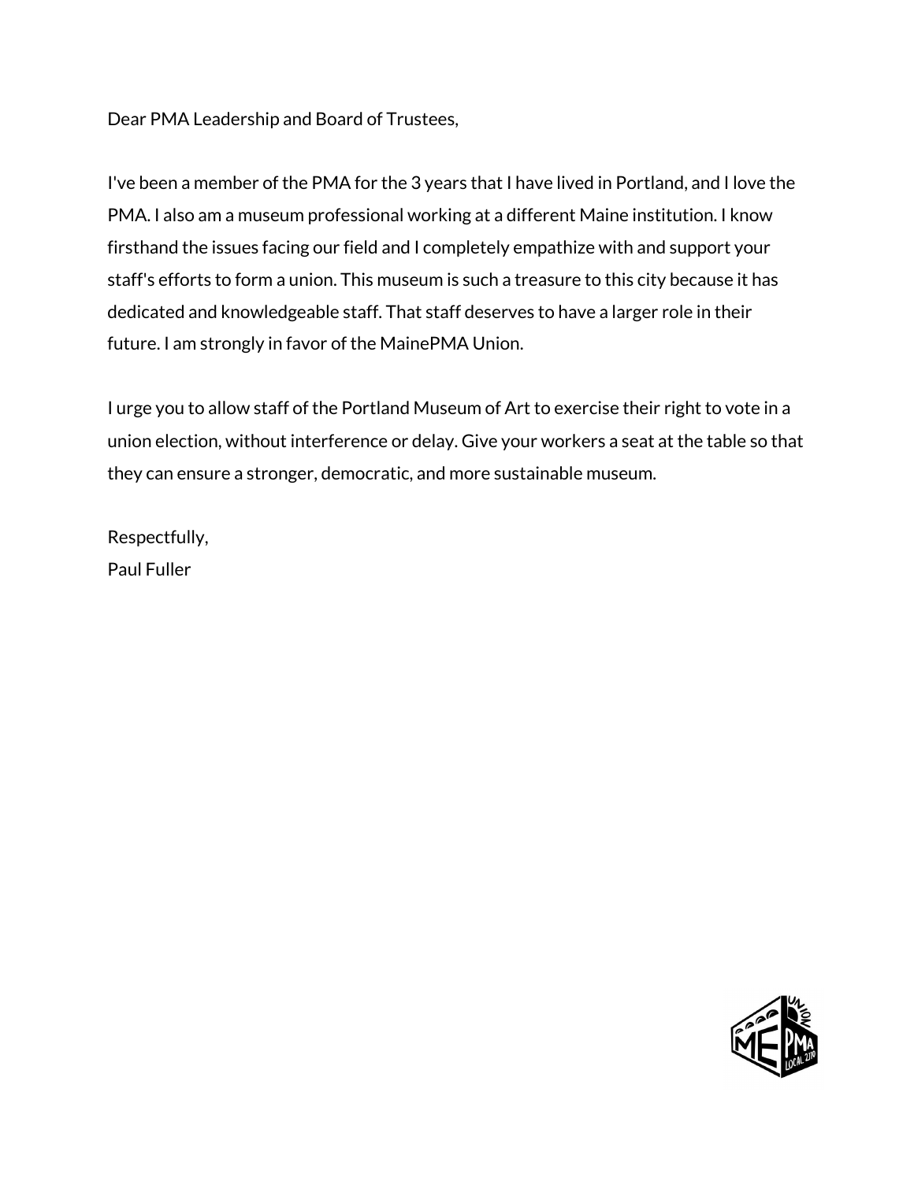Dear PMA Leadership and Board of Trustees,

I've been a member of the PMA for the 3 years that I have lived in Portland, and I love the PMA. I also am a museum professional working at a different Maine institution. I know firsthand the issues facing our field and I completely empathize with and support your staff's efforts to form a union. This museum is such a treasure to this city because it has dedicated and knowledgeable staff. That staff deserves to have a larger role in their future. I am strongly in favor of the MainePMA Union.

I urge you to allow staff of the Portland Museum of Art to exercise their right to vote in a union election, without interference or delay. Give your workers a seat at the table so that they can ensure a stronger, democratic, and more sustainable museum.

Respectfully,
Paul Fuller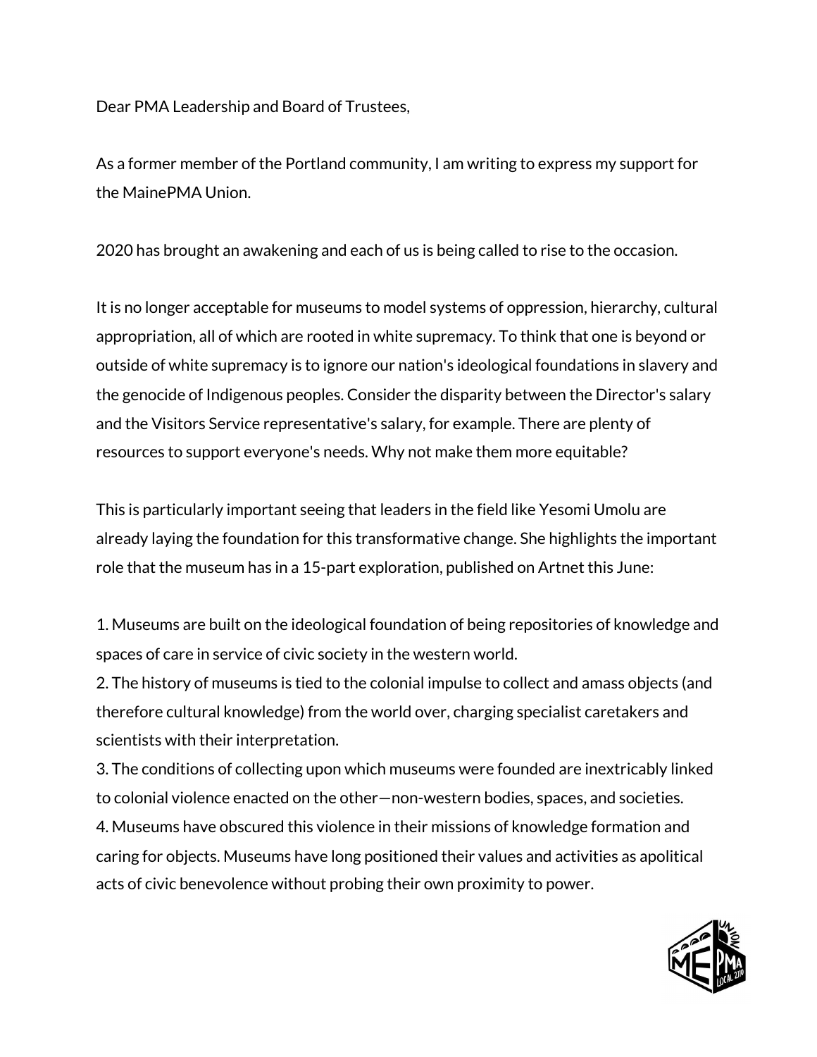Dear PMA Leadership and Board of Trustees,

As a former member of the Portland community, I am writing to express my support for the MainePMA Union.

2020 has brought an awakening and each of us is being called to rise to the occasion.

It is no longer acceptable for museums to model systems of oppression, hierarchy, cultural appropriation, all of which are rooted in white supremacy. To think that one is beyond or outside of white supremacy is to ignore our nation's ideological foundations in slavery and the genocide of Indigenous peoples. Consider the disparity between the Director's salary and the Visitors Service representative's salary, for example. There are plenty of resources to support everyone's needs. Why not make them more equitable?

This is particularly important seeing that leaders in the field like Yesomi Umolu are already laying the foundation for this transformative change. She highlights the important role that the museum has in a 15-part exploration, published on Artnet this June:

1. Museums are built on the ideological foundation of being repositories of knowledge and spaces of care in service of civic society in the western world.
2. The history of museums is tied to the colonial impulse to collect and amass objects (and therefore cultural knowledge) from the world over, charging specialist caretakers and scientists with their interpretation.
3. The conditions of collecting upon which museums were founded are inextricably linked to colonial violence enacted on the other—non-western bodies, spaces, and societies.
4. Museums have obscured this violence in their missions of knowledge formation and caring for objects. Museums have long positioned their values and activities as apolitical acts of civic benevolence without probing their own proximity to power.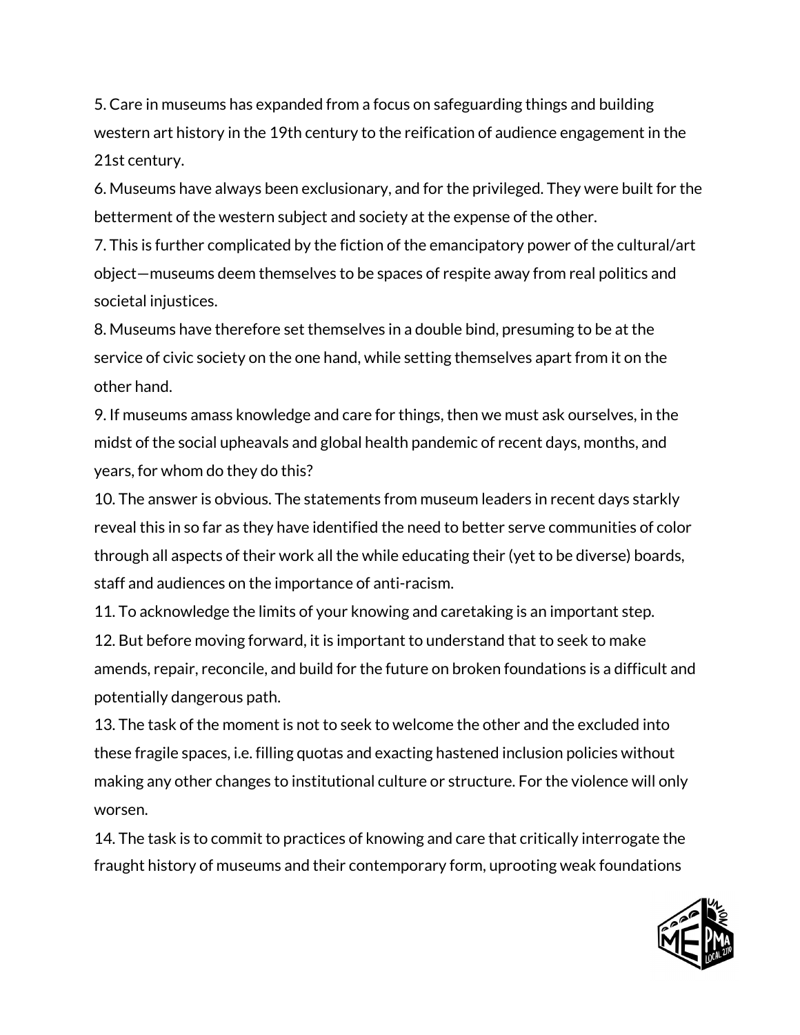5. Care in museums has expanded from a focus on safeguarding things and building western art history in the 19th century to the reification of audience engagement in the 21st century.
6. Museums have always been exclusionary, and for the privileged. They were built for the betterment of the western subject and society at the expense of the other.
7. This is further complicated by the fiction of the emancipatory power of the cultural/art object—museums deem themselves to be spaces of respite away from real politics and societal injustices.
8. Museums have therefore set themselves in a double bind, presuming to be at the service of civic society on the one hand, while setting themselves apart from it on the other hand.
9. If museums amass knowledge and care for things, then we must ask ourselves, in the midst of the social upheavals and global health pandemic of recent days, months, and years, for whom do they do this?
10. The answer is obvious. The statements from museum leaders in recent days starkly reveal this in so far as they have identified the need to better serve communities of color through all aspects of their work all the while educating their (yet to be diverse) boards, staff and audiences on the importance of anti-racism.
11. To acknowledge the limits of your knowing and caretaking is an important step.
12. But before moving forward, it is important to understand that to seek to make amends, repair, reconcile, and build for the future on broken foundations is a difficult and potentially dangerous path.
13. The task of the moment is not to seek to welcome the other and the excluded into these fragile spaces, i.e. filling quotas and exacting hastened inclusion policies without making any other changes to institutional culture or structure. For the violence will only worsen.
14. The task is to commit to practices of knowing and care that critically interrogate the fraught history of museums and their contemporary form, uprooting weak foundations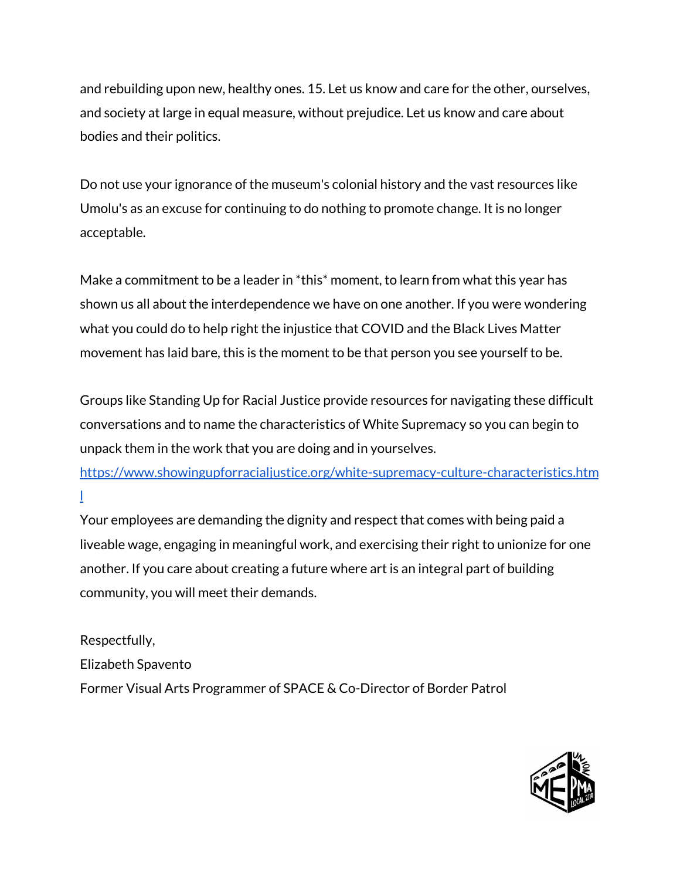and rebuilding upon new, healthy ones. 15. Let us know and care for the other, ourselves, and society at large in equal measure, without prejudice. Let us know and care about bodies and their politics.

Do not use your ignorance of the museum's colonial history and the vast resources like Umolu's as an excuse for continuing to do nothing to promote change. It is no longer acceptable.

Make a commitment to be a leader in *this* moment, to learn from what this year has shown us all about the interdependence we have on one another. If you were wondering what you could do to help right the injustice that COVID and the Black Lives Matter movement has laid bare, this is the moment to be that person you see yourself to be.

Groups like Standing Up for Racial Justice provide resources for navigating these difficult conversations and to name the characteristics of White Supremacy so you can begin to unpack them in the work that you are doing and in yourselves.
https://www.showingupforracialjustice.org/white-supremacy-culture-characteristics.html
Your employees are demanding the dignity and respect that comes with being paid a liveable wage, engaging in meaningful work, and exercising their right to unionize for one another. If you care about creating a future where art is an integral part of building community, you will meet their demands.

Respectfully,
Elizabeth Spavento
Former Visual Arts Programmer of SPACE & Co-Director of Border Patrol